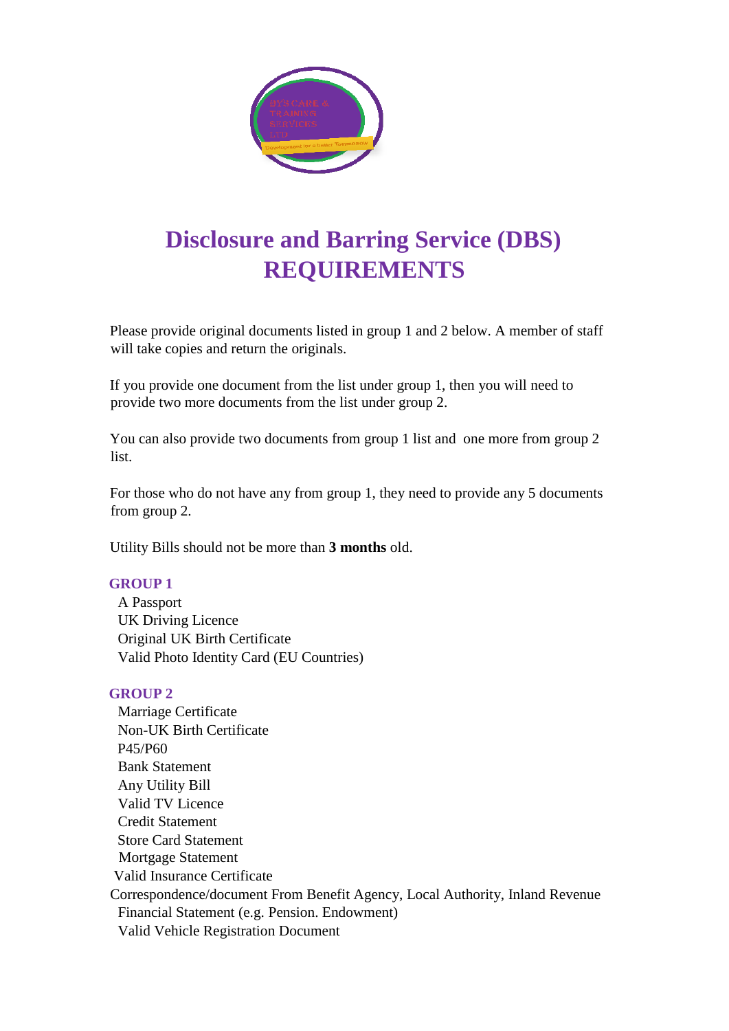# Disclosure and Barring Service (DBS) REQUIREMENTS

Please provide original documents listed in group 1 and 2 below. A member of staff will take copies and return the originals.

If you provide one document from the list under group 1, then you will need to provide two more documents from the list under group 2.

You can also provide two documents from group 1 list and one more from group 2 list.

For those who do not have any from group 1, they need to provide any 5 documents from group 2.

Utility Bills should not be more than **3 months** old.

### GROUP 1

- A Passport
- UK Driving Licence
- Original UK Birth Certificate
- Valid Photo Identity Card (EU Countries)

### GROUP 2

- Marriage Certificate
- Non-UK Birth Certificate
- P45/P60
- Bank Statement
- Any Utility Bill
- Valid TV Licence
- Credit Statement
- Store Card Statement
- Mortgage Statement
- Valid Insurance Certificate
- Correspondence/document From Benefit Agency, Local Authority, Inland Revenue
- Financial Statement (e.g. Pension. Endowment)
- Valid Vehicle Registration Document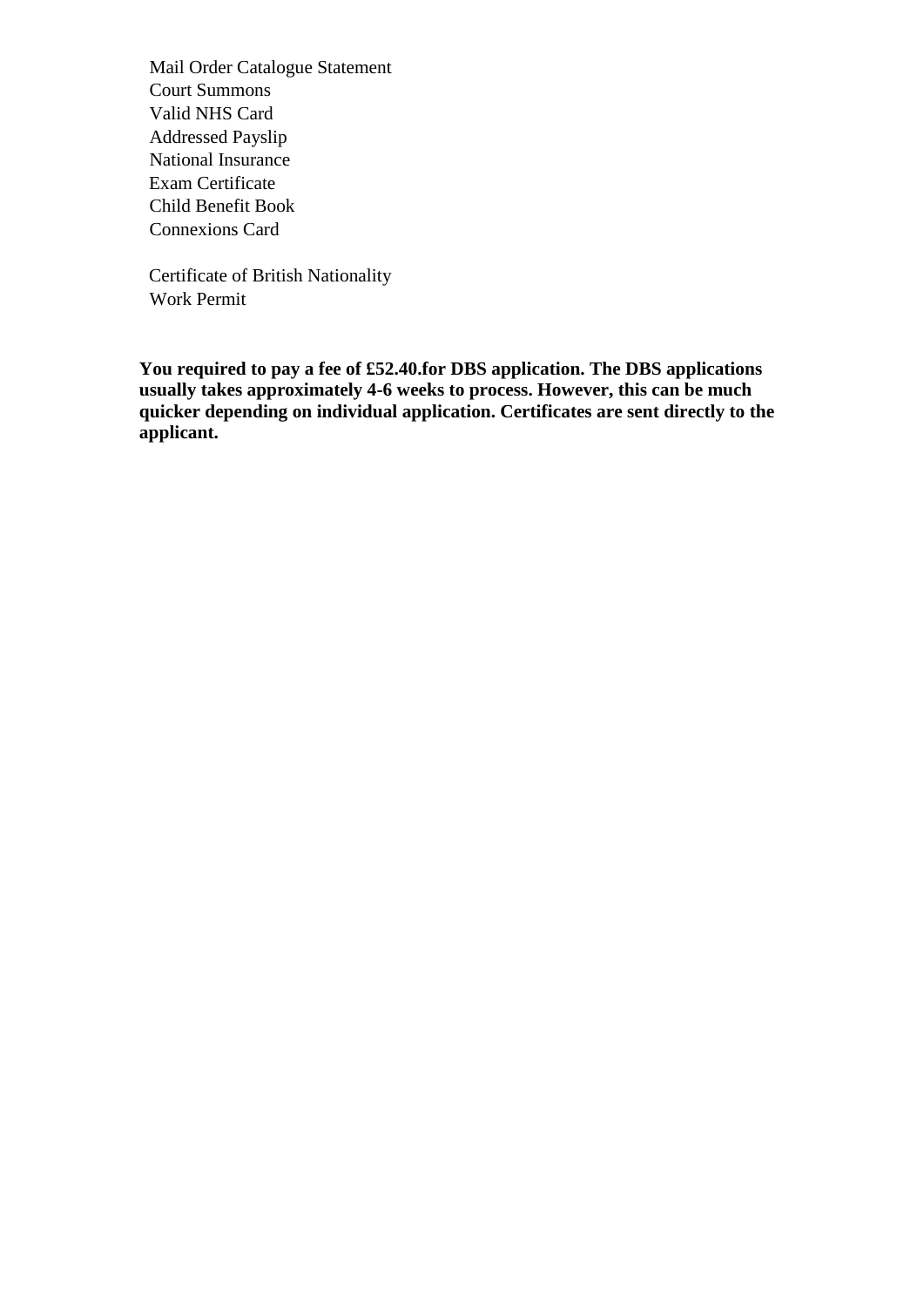Mail Order Catalogue Statement
Court Summons
Valid NHS Card
Addressed Payslip
National Insurance
Exam Certificate
Child Benefit Book
Connexions Card

Certificate of British Nationality
Work Permit

**You required to pay a fee of £52.40.for DBS application. The DBS applications usually takes approximately 4-6 weeks to process. However, this can be much quicker depending on individual application. Certificates are sent directly to the applicant.**